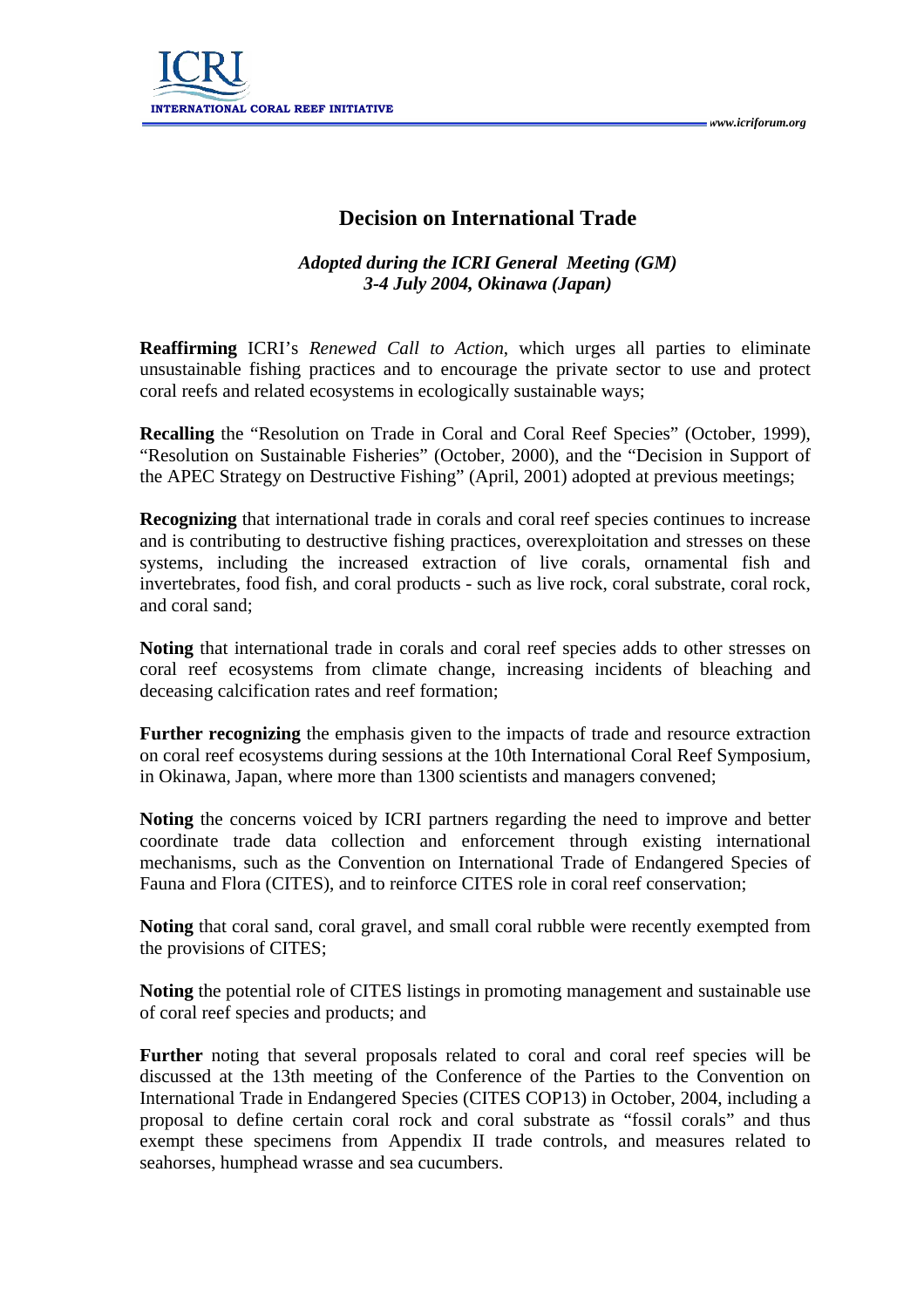# Decision on International Trade

*Adopted during the ICRI General Meeting (GM)*
*3-4 July 2004, Okinawa (Japan)*

**Reaffirming** ICRI's *Renewed Call to Action*, which urges all parties to eliminate unsustainable fishing practices and to encourage the private sector to use and protect coral reefs and related ecosystems in ecologically sustainable ways;

**Recalling** the "Resolution on Trade in Coral and Coral Reef Species" (October, 1999), "Resolution on Sustainable Fisheries" (October, 2000), and the "Decision in Support of the APEC Strategy on Destructive Fishing" (April, 2001) adopted at previous meetings;

**Recognizing** that international trade in corals and coral reef species continues to increase and is contributing to destructive fishing practices, overexploitation and stresses on these systems, including the increased extraction of live corals, ornamental fish and invertebrates, food fish, and coral products - such as live rock, coral substrate, coral rock, and coral sand;

**Noting** that international trade in corals and coral reef species adds to other stresses on coral reef ecosystems from climate change, increasing incidents of bleaching and deceasing calcification rates and reef formation;

**Further recognizing** the emphasis given to the impacts of trade and resource extraction on coral reef ecosystems during sessions at the 10th International Coral Reef Symposium, in Okinawa, Japan, where more than 1300 scientists and managers convened;

**Noting** the concerns voiced by ICRI partners regarding the need to improve and better coordinate trade data collection and enforcement through existing international mechanisms, such as the Convention on International Trade of Endangered Species of Fauna and Flora (CITES), and to reinforce CITES role in coral reef conservation;

**Noting** that coral sand, coral gravel, and small coral rubble were recently exempted from the provisions of CITES;

**Noting** the potential role of CITES listings in promoting management and sustainable use of coral reef species and products; and

**Further** noting that several proposals related to coral and coral reef species will be discussed at the 13th meeting of the Conference of the Parties to the Convention on International Trade in Endangered Species (CITES COP13) in October, 2004, including a proposal to define certain coral rock and coral substrate as "fossil corals" and thus exempt these specimens from Appendix II trade controls, and measures related to seahorses, humphead wrasse and sea cucumbers.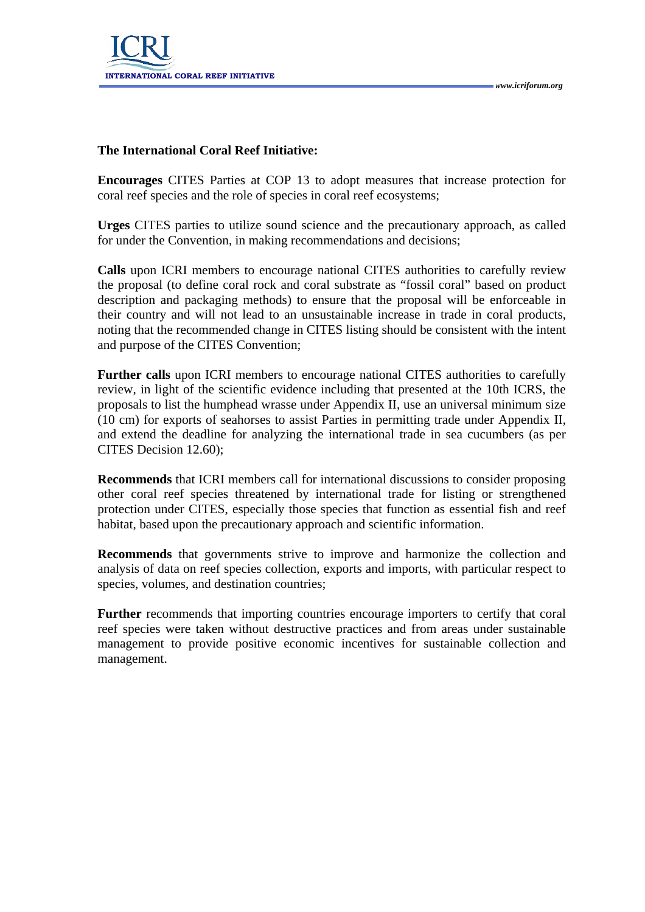**The International Coral Reef Initiative:**

**Encourages** CITES Parties at COP 13 to adopt measures that increase protection for coral reef species and the role of species in coral reef ecosystems;

**Urges** CITES parties to utilize sound science and the precautionary approach, as called for under the Convention, in making recommendations and decisions;

**Calls** upon ICRI members to encourage national CITES authorities to carefully review the proposal (to define coral rock and coral substrate as "fossil coral" based on product description and packaging methods) to ensure that the proposal will be enforceable in their country and will not lead to an unsustainable increase in trade in coral products, noting that the recommended change in CITES listing should be consistent with the intent and purpose of the CITES Convention;

**Further calls** upon ICRI members to encourage national CITES authorities to carefully review, in light of the scientific evidence including that presented at the 10th ICRS, the proposals to list the humphead wrasse under Appendix II, use an universal minimum size (10 cm) for exports of seahorses to assist Parties in permitting trade under Appendix II, and extend the deadline for analyzing the international trade in sea cucumbers (as per CITES Decision 12.60);

**Recommends** that ICRI members call for international discussions to consider proposing other coral reef species threatened by international trade for listing or strengthened protection under CITES, especially those species that function as essential fish and reef habitat, based upon the precautionary approach and scientific information.

**Recommends** that governments strive to improve and harmonize the collection and analysis of data on reef species collection, exports and imports, with particular respect to species, volumes, and destination countries;

**Further** recommends that importing countries encourage importers to certify that coral reef species were taken without destructive practices and from areas under sustainable management to provide positive economic incentives for sustainable collection and management.